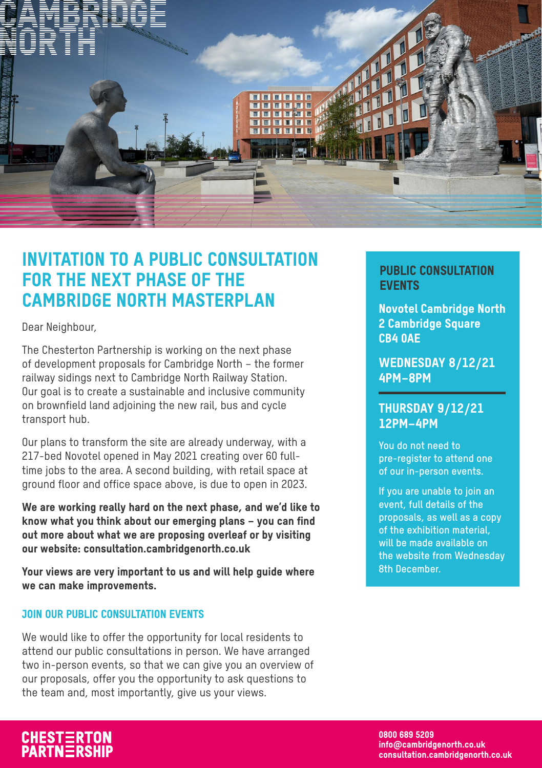CAMBRIDGE NORTH

# INVITATION TO A PUBLIC CONSULTATION FOR THE NEXT PHASE OF THE CAMBRIDGE NORTH MASTERPLAN

Dear Neighbour,

The Chesterton Partnership is working on the next phase of development proposals for Cambridge North – the former railway sidings next to Cambridge North Railway Station. Our goal is to create a sustainable and inclusive community on brownfield land adjoining the new rail, bus and cycle transport hub.

Our plans to transform the site are already underway, with a 217-bed Novotel opened in May 2021 creating over 60 full-time jobs to the area. A second building, with retail space at ground floor and office space above, is due to open in 2023.

**We are working really hard on the next phase, and we'd like to know what you think about our emerging plans – you can find out more about what we are proposing overleaf or by visiting our website: consultation.cambridgenorth.co.uk**

**Your views are very important to us and will help guide where we can make improvements.**

## JOIN OUR PUBLIC CONSULTATION EVENTS

We would like to offer the opportunity for local residents to attend our public consultations in person. We have arranged two in-person events, so that we can give you an overview of our proposals, offer you the opportunity to ask questions to the team and, most importantly, give us your views.

## PUBLIC CONSULTATION EVENTS

**Novotel Cambridge North**
**2 Cambridge Square**
**CB4 0AE**

**WEDNESDAY 8/12/21**
**4PM–8PM**

**THURSDAY 9/12/21**
**12PM–4PM**

You do not need to pre-register to attend one of our in-person events.

If you are unable to join an event, full details of the proposals, as well as a copy of the exhibition material, will be made available on the website from Wednesday 8th December.

CHESTERTON PARTNERSHIP

0800 689 5209
info@cambridgenorth.co.uk
consultation.cambridgenorth.co.uk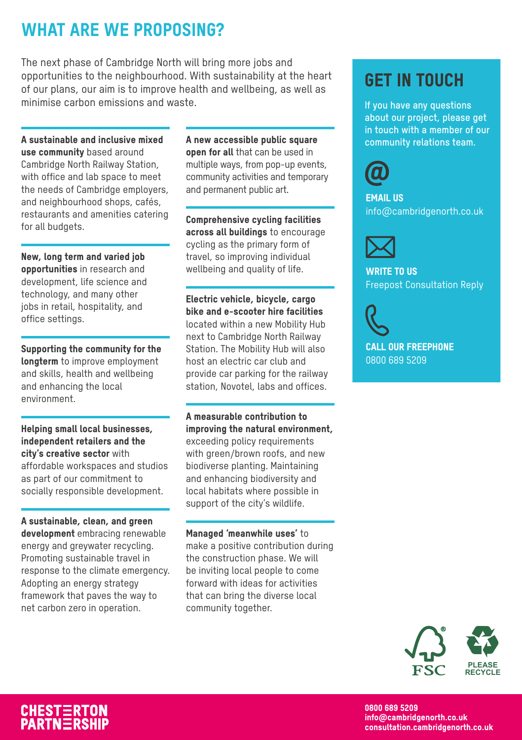# WHAT ARE WE PROPOSING?

The next phase of Cambridge North will bring more jobs and opportunities to the neighbourhood. With sustainability at the heart of our plans, our aim is to improve health and wellbeing, as well as minimise carbon emissions and waste.

**A sustainable and inclusive mixed use community** based around Cambridge North Railway Station, with office and lab space to meet the needs of Cambridge employers, and neighbourhood shops, cafés, restaurants and amenities catering for all budgets.

**New, long term and varied job opportunities** in research and development, life science and technology, and many other jobs in retail, hospitality, and office settings.

**Supporting the community for the longterm** to improve employment and skills, health and wellbeing and enhancing the local environment.

**Helping small local businesses, independent retailers and the city's creative sector** with affordable workspaces and studios as part of our commitment to socially responsible development.

**A sustainable, clean, and green development** embracing renewable energy and greywater recycling. Promoting sustainable travel in response to the climate emergency. Adopting an energy strategy framework that paves the way to net carbon zero in operation.

**A new accessible public square open for all** that can be used in multiple ways, from pop-up events, community activities and temporary and permanent public art.

**Comprehensive cycling facilities across all buildings** to encourage cycling as the primary form of travel, so improving individual wellbeing and quality of life.

**Electric vehicle, bicycle, cargo bike and e-scooter hire facilities** located within a new Mobility Hub next to Cambridge North Railway Station. The Mobility Hub will also host an electric car club and provide car parking for the railway station, Novotel, labs and offices.

**A measurable contribution to improving the natural environment,** exceeding policy requirements with green/brown roofs, and new biodiverse planting. Maintaining and enhancing biodiversity and local habitats where possible in support of the city's wildlife.

**Managed 'meanwhile uses'** to make a positive contribution during the construction phase. We will be inviting local people to come forward with ideas for activities that can bring the diverse local community together.

## GET IN TOUCH

**If you have any questions about our project, please get in touch with a member of our community relations team.**

**EMAIL US**
info@cambridgenorth.co.uk

**WRITE TO US**
Freepost Consultation Reply

**CALL OUR FREEPHONE**
0800 689 5209

FSC

PLEASE RECYCLE

CHESTERTON PARTNERSHIP

**0800 689 5209**
**info@cambridgenorth.co.uk**
**consultation.cambridgenorth.co.uk**